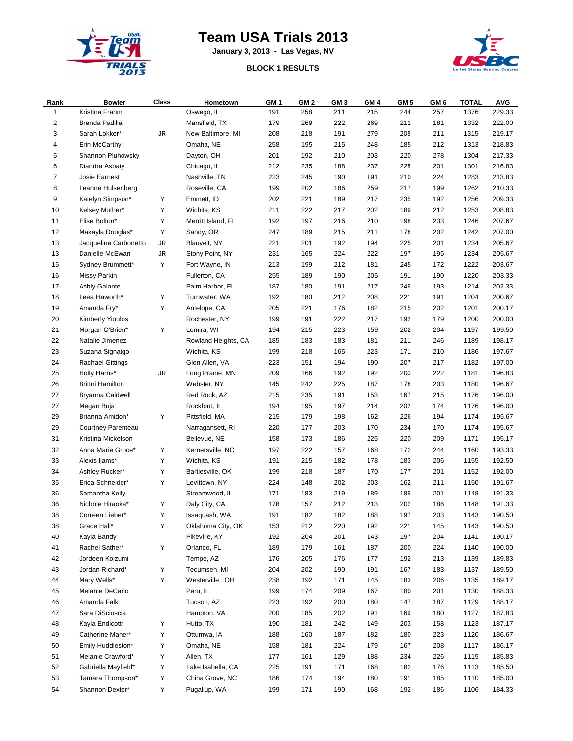# Team USA Trials 2013

**January 3, 2013 - Las Vegas, NV**

**BLOCK 1 RESULTS**

| Rank | Bowler | Class | Hometown | GM 1 | GM 2 | GM 3 | GM 4 | GM 5 | GM 6 | TOTAL | AVG |
|---|---|---|---|---|---|---|---|---|---|---|---|
| 1 | Kristina Frahm | | Oswego, IL | 191 | 258 | 211 | 215 | 244 | 257 | 1376 | 229.33 |
| 2 | Brenda Padilla | | Mansfield, TX | 179 | 269 | 222 | 269 | 212 | 181 | 1332 | 222.00 |
| 3 | Sarah Lokker* | JR | New Baltimore, MI | 208 | 218 | 191 | 279 | 208 | 211 | 1315 | 219.17 |
| 4 | Erin McCarthy | | Omaha, NE | 258 | 195 | 215 | 248 | 185 | 212 | 1313 | 218.83 |
| 5 | Shannon Pluhowsky | | Dayton, OH | 201 | 192 | 210 | 203 | 220 | 278 | 1304 | 217.33 |
| 6 | Diandra Asbaty | | Chicago, IL | 212 | 235 | 188 | 237 | 228 | 201 | 1301 | 216.83 |
| 7 | Josie Earnest | | Nashville, TN | 223 | 245 | 190 | 191 | 210 | 224 | 1283 | 213.83 |
| 8 | Leanne Hulsenberg | | Roseville, CA | 199 | 202 | 186 | 259 | 217 | 199 | 1262 | 210.33 |
| 9 | Katelyn Simpson* | Y | Emmett, ID | 202 | 221 | 189 | 217 | 235 | 192 | 1256 | 209.33 |
| 10 | Kelsey Muther* | Y | Wichita, KS | 211 | 222 | 217 | 202 | 189 | 212 | 1253 | 208.83 |
| 11 | Elise Bolton* | Y | Merritt Island, FL | 192 | 197 | 216 | 210 | 198 | 233 | 1246 | 207.67 |
| 12 | Makayla Douglas* | Y | Sandy, OR | 247 | 189 | 215 | 211 | 178 | 202 | 1242 | 207.00 |
| 13 | Jacqueline Carbonetto | JR | Blauvelt, NY | 221 | 201 | 192 | 194 | 225 | 201 | 1234 | 205.67 |
| 13 | Danielle McEwan | JR | Stony Point, NY | 231 | 165 | 224 | 222 | 197 | 195 | 1234 | 205.67 |
| 15 | Sydney Brummett* | Y | Fort Wayne, IN | 213 | 199 | 212 | 181 | 245 | 172 | 1222 | 203.67 |
| 16 | Missy Parkin | | Fullerton, CA | 255 | 189 | 190 | 205 | 191 | 190 | 1220 | 203.33 |
| 17 | Ashly Galante | | Palm Harbor, FL | 187 | 180 | 191 | 217 | 246 | 193 | 1214 | 202.33 |
| 18 | Leea Haworth* | Y | Turnwater, WA | 192 | 180 | 212 | 208 | 221 | 191 | 1204 | 200.67 |
| 19 | Amanda Fry* | Y | Antelope, CA | 205 | 221 | 176 | 182 | 215 | 202 | 1201 | 200.17 |
| 20 | Kimberly Yioulos | | Rochester, NY | 199 | 191 | 222 | 217 | 192 | 179 | 1200 | 200.00 |
| 21 | Morgan O'Brien* | Y | Lomira, WI | 194 | 215 | 223 | 159 | 202 | 204 | 1197 | 199.50 |
| 22 | Natalie Jimenez | | Rowland Heights, CA | 185 | 183 | 183 | 181 | 211 | 246 | 1189 | 198.17 |
| 23 | Suzana Signaigo | | Wichita, KS | 199 | 218 | 165 | 223 | 171 | 210 | 1186 | 197.67 |
| 24 | Rachael Gittings | | Glen Allen, VA | 223 | 151 | 194 | 190 | 207 | 217 | 1182 | 197.00 |
| 25 | Holly Harris* | JR | Long Prairie, MN | 209 | 166 | 192 | 192 | 200 | 222 | 1181 | 196.83 |
| 26 | Brittni Hamilton | | Webster, NY | 145 | 242 | 225 | 187 | 178 | 203 | 1180 | 196.67 |
| 27 | Bryanna Caldwell | | Red Rock, AZ | 215 | 235 | 191 | 153 | 167 | 215 | 1176 | 196.00 |
| 27 | Megan Buja | | Rockford, IL | 194 | 195 | 197 | 214 | 202 | 174 | 1176 | 196.00 |
| 29 | Brianna Amidon* | Y | Pittsfield, MA | 215 | 179 | 198 | 162 | 226 | 194 | 1174 | 195.67 |
| 29 | Courtney Parenteau | | Narragansett, RI | 220 | 177 | 203 | 170 | 234 | 170 | 1174 | 195.67 |
| 31 | Kristina Mickelson | | Bellevue, NE | 158 | 173 | 186 | 225 | 220 | 209 | 1171 | 195.17 |
| 32 | Anna Marie Groce* | Y | Kernersville, NC | 197 | 222 | 157 | 168 | 172 | 244 | 1160 | 193.33 |
| 33 | Alexis Ijams* | Y | Wichita, KS | 191 | 215 | 182 | 178 | 183 | 206 | 1155 | 192.50 |
| 34 | Ashley Rucker* | Y | Bartlesville, OK | 199 | 218 | 187 | 170 | 177 | 201 | 1152 | 192.00 |
| 35 | Erica Schneider* | Y | Levittown, NY | 224 | 148 | 202 | 203 | 162 | 211 | 1150 | 191.67 |
| 36 | Samantha Kelly | | Streamwood, IL | 171 | 183 | 219 | 189 | 185 | 201 | 1148 | 191.33 |
| 36 | Nichole Hiraoka* | Y | Daly City, CA | 178 | 157 | 212 | 213 | 202 | 186 | 1148 | 191.33 |
| 38 | Correen Lieber* | Y | Issaquash, WA | 191 | 182 | 182 | 188 | 197 | 203 | 1143 | 190.50 |
| 38 | Grace Hall* | Y | Oklahoma City, OK | 153 | 212 | 220 | 192 | 221 | 145 | 1143 | 190.50 |
| 40 | Kayla Bandy | | Pikeville, KY | 192 | 204 | 201 | 143 | 197 | 204 | 1141 | 190.17 |
| 41 | Rachel Sather* | Y | Orlando, FL | 189 | 179 | 161 | 187 | 200 | 224 | 1140 | 190.00 |
| 42 | Jordeen Koizumi | | Tempe, AZ | 176 | 205 | 176 | 177 | 192 | 213 | 1139 | 189.83 |
| 43 | Jordan Richard* | Y | Tecumseh, MI | 204 | 202 | 190 | 191 | 167 | 183 | 1137 | 189.50 |
| 44 | Mary Wells* | Y | Westerville , OH | 238 | 192 | 171 | 145 | 183 | 206 | 1135 | 189.17 |
| 45 | Melanie DeCarlo | | Peru, IL | 199 | 174 | 209 | 167 | 180 | 201 | 1130 | 188.33 |
| 46 | Amanda Falk | | Tucson, AZ | 223 | 192 | 200 | 180 | 147 | 187 | 1129 | 188.17 |
| 47 | Sara DiSciascia | | Hampton, VA | 200 | 185 | 202 | 191 | 169 | 180 | 1127 | 187.83 |
| 48 | Kayla Endicott* | Y | Hutto, TX | 190 | 181 | 242 | 149 | 203 | 158 | 1123 | 187.17 |
| 49 | Catherine Maher* | Y | Ottumwa, IA | 188 | 160 | 187 | 182 | 180 | 223 | 1120 | 186.67 |
| 50 | Emily Huddleston* | Y | Omaha, NE | 158 | 181 | 224 | 179 | 167 | 208 | 1117 | 186.17 |
| 51 | Melanie Crawford* | Y | Allen, TX | 177 | 161 | 129 | 188 | 234 | 226 | 1115 | 185.83 |
| 52 | Gabriella Mayfield* | Y | Lake Isabella, CA | 225 | 191 | 171 | 168 | 182 | 176 | 1113 | 185.50 |
| 53 | Tamara Thompson* | Y | China Grove, NC | 186 | 174 | 194 | 180 | 191 | 185 | 1110 | 185.00 |
| 54 | Shannon Dexter* | Y | Pugallup, WA | 199 | 171 | 190 | 168 | 192 | 186 | 1106 | 184.33 |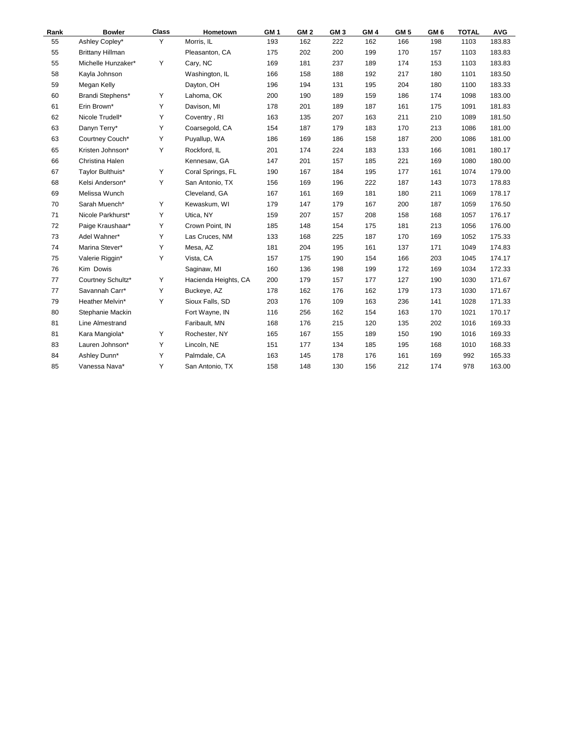| Rank | Bowler | Class | Hometown | GM 1 | GM 2 | GM 3 | GM 4 | GM 5 | GM 6 | TOTAL | AVG |
|---|---|---|---|---|---|---|---|---|---|---|---|
| 55 | Ashley Copley* | Y | Morris, IL | 193 | 162 | 222 | 162 | 166 | 198 | 1103 | 183.83 |
| 55 | Brittany Hillman | | Pleasanton, CA | 175 | 202 | 200 | 199 | 170 | 157 | 1103 | 183.83 |
| 55 | Michelle Hunzaker* | Y | Cary, NC | 169 | 181 | 237 | 189 | 174 | 153 | 1103 | 183.83 |
| 58 | Kayla Johnson | | Washington, IL | 166 | 158 | 188 | 192 | 217 | 180 | 1101 | 183.50 |
| 59 | Megan Kelly | | Dayton, OH | 196 | 194 | 131 | 195 | 204 | 180 | 1100 | 183.33 |
| 60 | Brandi Stephens* | Y | Lahoma, OK | 200 | 190 | 189 | 159 | 186 | 174 | 1098 | 183.00 |
| 61 | Erin Brown* | Y | Davison, MI | 178 | 201 | 189 | 187 | 161 | 175 | 1091 | 181.83 |
| 62 | Nicole Trudell* | Y | Coventry , RI | 163 | 135 | 207 | 163 | 211 | 210 | 1089 | 181.50 |
| 63 | Danyn Terry* | Y | Coarsegold, CA | 154 | 187 | 179 | 183 | 170 | 213 | 1086 | 181.00 |
| 63 | Courtney Couch* | Y | Puyallup, WA | 186 | 169 | 186 | 158 | 187 | 200 | 1086 | 181.00 |
| 65 | Kristen Johnson* | Y | Rockford, IL | 201 | 174 | 224 | 183 | 133 | 166 | 1081 | 180.17 |
| 66 | Christina Halen | | Kennesaw, GA | 147 | 201 | 157 | 185 | 221 | 169 | 1080 | 180.00 |
| 67 | Taylor Bulthuis* | Y | Coral Springs, FL | 190 | 167 | 184 | 195 | 177 | 161 | 1074 | 179.00 |
| 68 | Kelsi Anderson* | Y | San Antonio, TX | 156 | 169 | 196 | 222 | 187 | 143 | 1073 | 178.83 |
| 69 | Melissa Wunch | | Cleveland, GA | 167 | 161 | 169 | 181 | 180 | 211 | 1069 | 178.17 |
| 70 | Sarah Muench* | Y | Kewaskum, WI | 179 | 147 | 179 | 167 | 200 | 187 | 1059 | 176.50 |
| 71 | Nicole Parkhurst* | Y | Utica, NY | 159 | 207 | 157 | 208 | 158 | 168 | 1057 | 176.17 |
| 72 | Paige Kraushaar* | Y | Crown Point, IN | 185 | 148 | 154 | 175 | 181 | 213 | 1056 | 176.00 |
| 73 | Adel Wahner* | Y | Las Cruces, NM | 133 | 168 | 225 | 187 | 170 | 169 | 1052 | 175.33 |
| 74 | Marina Stever* | Y | Mesa, AZ | 181 | 204 | 195 | 161 | 137 | 171 | 1049 | 174.83 |
| 75 | Valerie Riggin* | Y | Vista, CA | 157 | 175 | 190 | 154 | 166 | 203 | 1045 | 174.17 |
| 76 | Kim Dowis | | Saginaw, MI | 160 | 136 | 198 | 199 | 172 | 169 | 1034 | 172.33 |
| 77 | Courtney Schultz* | Y | Hacienda Heights, CA | 200 | 179 | 157 | 177 | 127 | 190 | 1030 | 171.67 |
| 77 | Savannah Carr* | Y | Buckeye, AZ | 178 | 162 | 176 | 162 | 179 | 173 | 1030 | 171.67 |
| 79 | Heather Melvin* | Y | Sioux Falls, SD | 203 | 176 | 109 | 163 | 236 | 141 | 1028 | 171.33 |
| 80 | Stephanie Mackin | | Fort Wayne, IN | 116 | 256 | 162 | 154 | 163 | 170 | 1021 | 170.17 |
| 81 | Line Almestrand | | Faribault, MN | 168 | 176 | 215 | 120 | 135 | 202 | 1016 | 169.33 |
| 81 | Kara Mangiola* | Y | Rochester, NY | 165 | 167 | 155 | 189 | 150 | 190 | 1016 | 169.33 |
| 83 | Lauren Johnson* | Y | Lincoln, NE | 151 | 177 | 134 | 185 | 195 | 168 | 1010 | 168.33 |
| 84 | Ashley Dunn* | Y | Palmdale, CA | 163 | 145 | 178 | 176 | 161 | 169 | 992 | 165.33 |
| 85 | Vanessa Nava* | Y | San Antonio, TX | 158 | 148 | 130 | 156 | 212 | 174 | 978 | 163.00 |